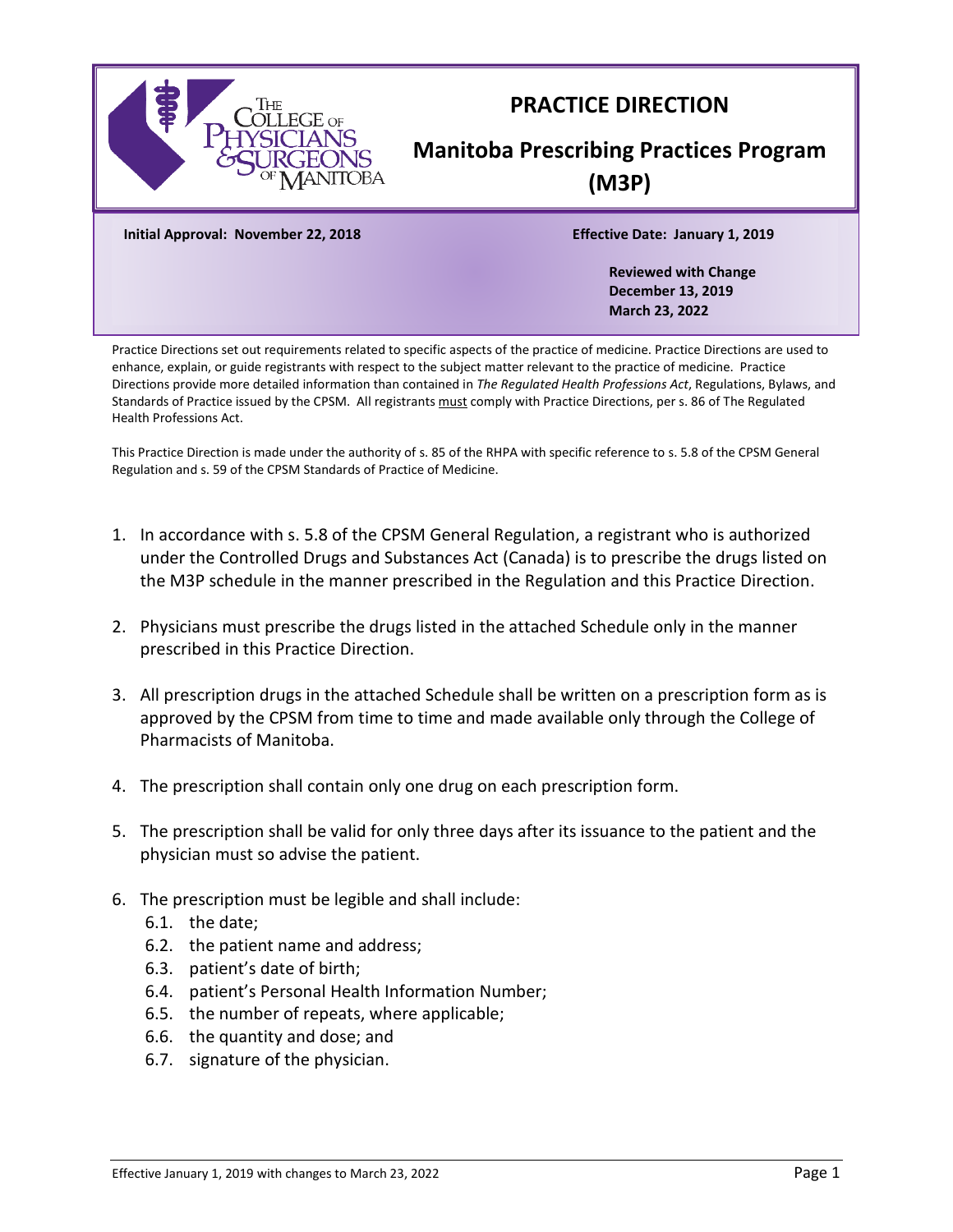# PRACTICE DIRECTION

## Manitoba Prescribing Practices Program (M3P)

**Initial Approval: November 22, 2018**

**Effective Date: January 1, 2019**

**Reviewed with Change**
**December 13, 2019**
**March 23, 2022**

Practice Directions set out requirements related to specific aspects of the practice of medicine. Practice Directions are used to enhance, explain, or guide registrants with respect to the subject matter relevant to the practice of medicine. Practice Directions provide more detailed information than contained in *The Regulated Health Professions Act*, Regulations, Bylaws, and Standards of Practice issued by the CPSM. All registrants must comply with Practice Directions, per s. 86 of The Regulated Health Professions Act.

This Practice Direction is made under the authority of s. 85 of the RHPA with specific reference to s. 5.8 of the CPSM General Regulation and s. 59 of the CPSM Standards of Practice of Medicine.

1. In accordance with s. 5.8 of the CPSM General Regulation, a registrant who is authorized under the Controlled Drugs and Substances Act (Canada) is to prescribe the drugs listed on the M3P schedule in the manner prescribed in the Regulation and this Practice Direction.

2. Physicians must prescribe the drugs listed in the attached Schedule only in the manner prescribed in this Practice Direction.

3. All prescription drugs in the attached Schedule shall be written on a prescription form as is approved by the CPSM from time to time and made available only through the College of Pharmacists of Manitoba.

4. The prescription shall contain only one drug on each prescription form.

5. The prescription shall be valid for only three days after its issuance to the patient and the physician must so advise the patient.

6. The prescription must be legible and shall include:
   - 6.1. the date;
   - 6.2. the patient name and address;
   - 6.3. patient's date of birth;
   - 6.4. patient's Personal Health Information Number;
   - 6.5. the number of repeats, where applicable;
   - 6.6. the quantity and dose; and
   - 6.7. signature of the physician.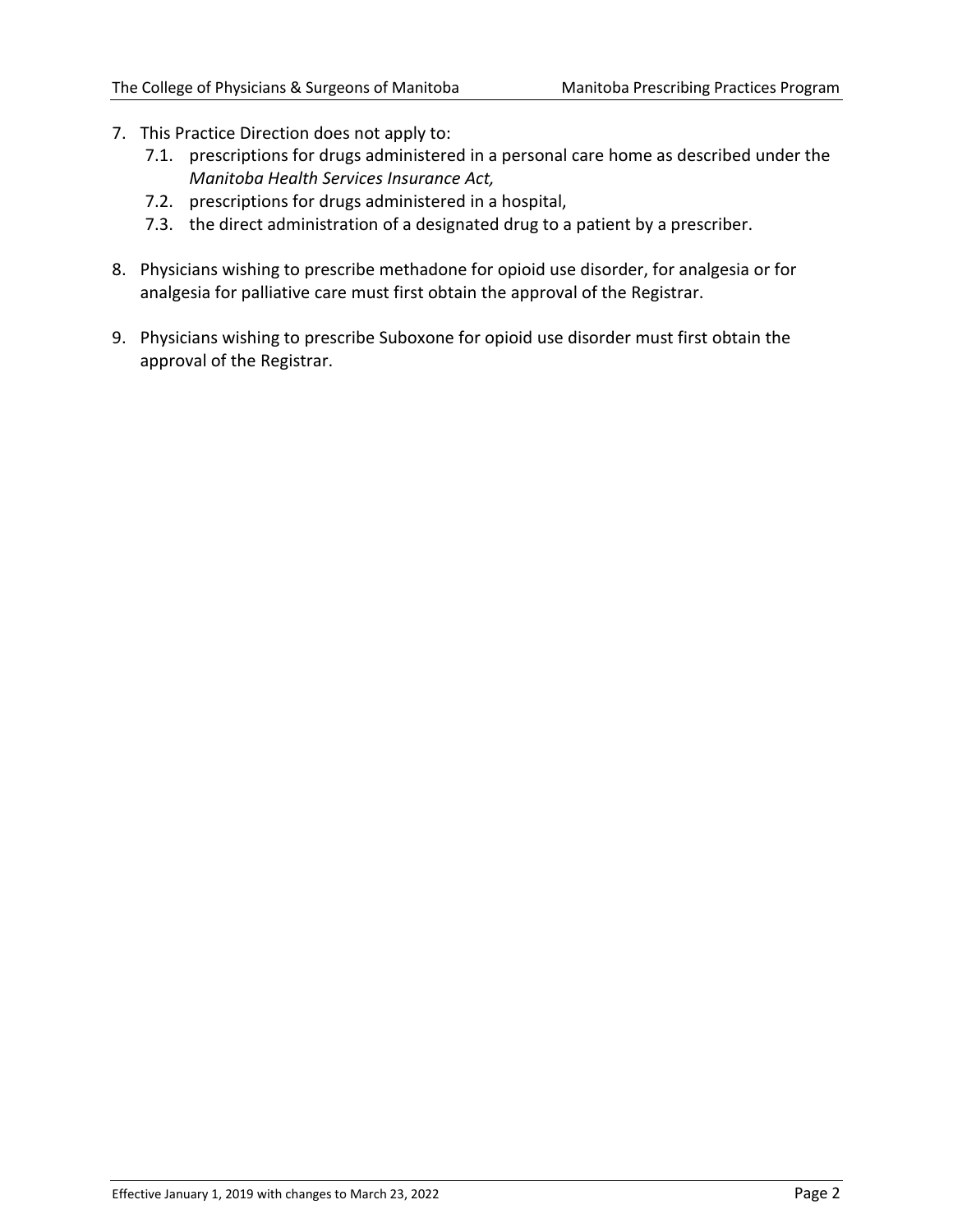7. This Practice Direction does not apply to:
   7.1. prescriptions for drugs administered in a personal care home as described under the *Manitoba Health Services Insurance Act,*
   7.2. prescriptions for drugs administered in a hospital,
   7.3. the direct administration of a designated drug to a patient by a prescriber.

8. Physicians wishing to prescribe methadone for opioid use disorder, for analgesia or for analgesia for palliative care must first obtain the approval of the Registrar.

9. Physicians wishing to prescribe Suboxone for opioid use disorder must first obtain the approval of the Registrar.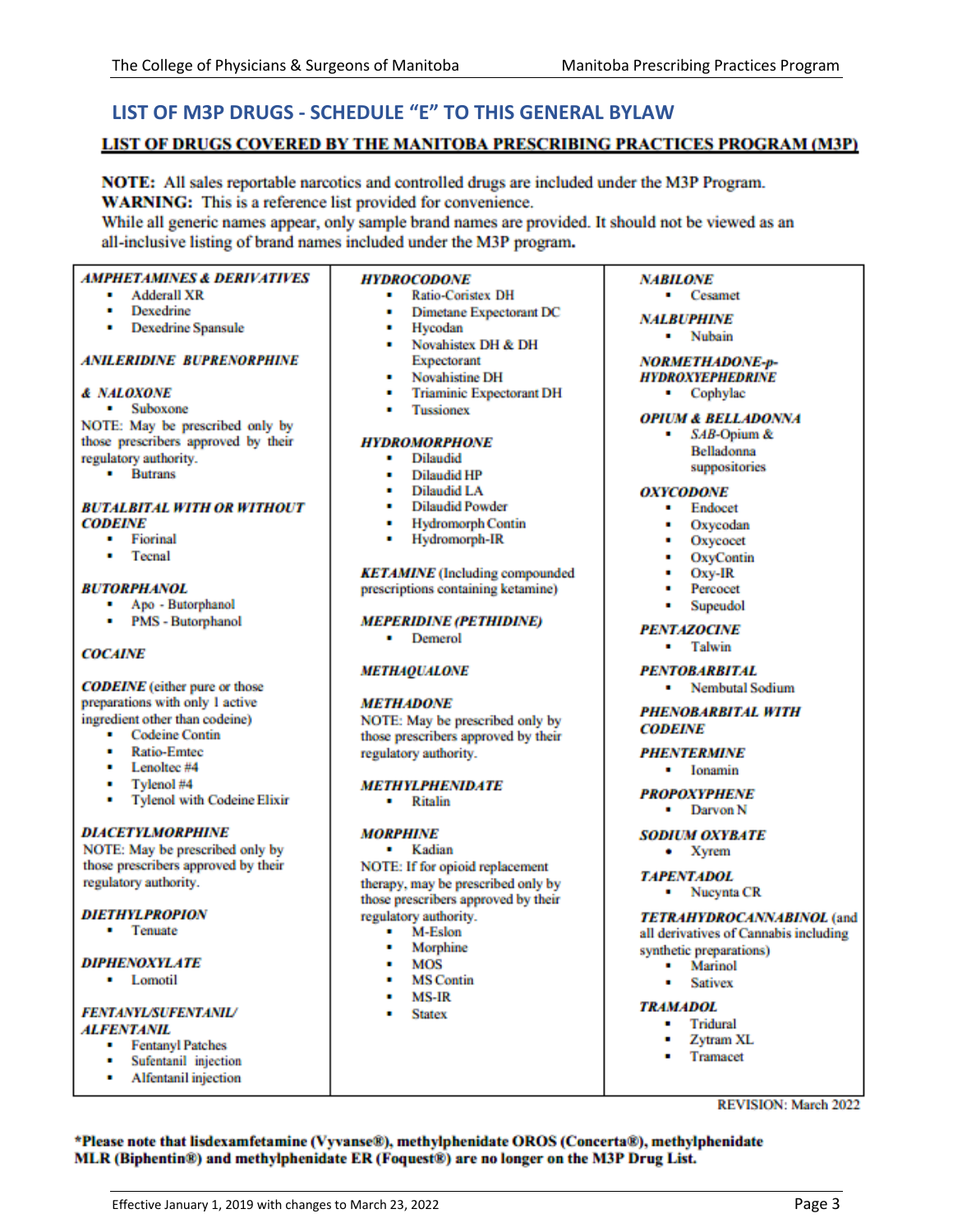## LIST OF M3P DRUGS - SCHEDULE "E" TO THIS GENERAL BYLAW

**LIST OF DRUGS COVERED BY THE MANITOBA PRESCRIBING PRACTICES PROGRAM (M3P)**

**NOTE:** All sales reportable narcotics and controlled drugs are included under the M3P Program.
**WARNING:** This is a reference list provided for convenience.
While all generic names appear, only sample brand names are provided. It should not be viewed as an all-inclusive listing of brand names included under the M3P program.

***AMPHETAMINES & DERIVATIVES***
- Adderall XR
- Dexedrine
- Dexedrine Spansule

***ANILERIDINE BUPRENORPHINE***

***& NALOXONE***
- Suboxone

NOTE: May be prescribed only by those prescribers approved by their regulatory authority.
- Butrans

***BUTALBITAL WITH OR WITHOUT CODEINE***
- Fiorinal
- Tecnal

***BUTORPHANOL***
- Apo - Butorphanol
- PMS - Butorphanol

***COCAINE***

***CODEINE*** (either pure or those preparations with only 1 active ingredient other than codeine)
- Codeine Contin
- Ratio-Emtec
- Lenoltec #4
- Tylenol #4
- Tylenol with Codeine Elixir

***DIACETYLMORPHINE***
NOTE: May be prescribed only by those prescribers approved by their regulatory authority.

***DIETHYLPROPION***
- Tenuate

***DIPHENOXYLATE***
- Lomotil

***FENTANYL/SUFENTANIL/ ALFENTANIL***
- Fentanyl Patches
- Sufentanil injection
- Alfentanil injection

***HYDROCODONE***
- Ratio-Coristex DH
- Dimetane Expectorant DC
- Hycodan
- Novahistex DH & DH Expectorant
- Novahistine DH
- Triaminic Expectorant DH
- Tussionex

***HYDROMORPHONE***
- Dilaudid
- Dilaudid HP
- Dilaudid LA
- Dilaudid Powder
- Hydromorph Contin
- Hydromorph-IR

***KETAMINE*** (Including compounded prescriptions containing ketamine)

***MEPERIDINE (PETHIDINE)***
- Demerol

***METHAQUALONE***

***METHADONE***
NOTE: May be prescribed only by those prescribers approved by their regulatory authority.

***METHYLPHENIDATE***
- Ritalin

***MORPHINE***
- Kadian

NOTE: If for opioid replacement therapy, may be prescribed only by those prescribers approved by their regulatory authority.
- M-Eslon
- Morphine
- MOS
- MS Contin
- MS-IR
- Statex

***NABILONE***
- Cesamet

***NALBUPHINE***
- Nubain

***NORMETHADONE-p-HYDROXYEPHEDRINE***
- Cophylac

***OPIUM & BELLADONNA***
- *SAB*-Opium & Belladonna suppositories

***OXYCODONE***
- Endocet
- Oxycodan
- Oxycocet
- OxyContin
- Oxy-IR
- Percocet
- Supeudol

***PENTAZOCINE***
- Talwin

***PENTOBARBITAL***
- Nembutal Sodium

***PHENOBARBITAL WITH CODEINE***

***PHENTERMINE***
- Ionamin

***PROPOXYPHENE***
- Darvon N

***SODIUM OXYBATE***
- Xyrem

***TAPENTADOL***
- Nucynta CR

***TETRAHYDROCANNABINOL*** (and all derivatives of Cannabis including synthetic preparations)
- Marinol
- Sativex

***TRAMADOL***
- Tridural
- Zytram XL
- Tramacet

REVISION: March 2022

**\*Please note that lisdexamfetamine (Vyvanse®), methylphenidate OROS (Concerta®), methylphenidate MLR (Biphentin®) and methylphenidate ER (Foquest®) are no longer on the M3P Drug List.**